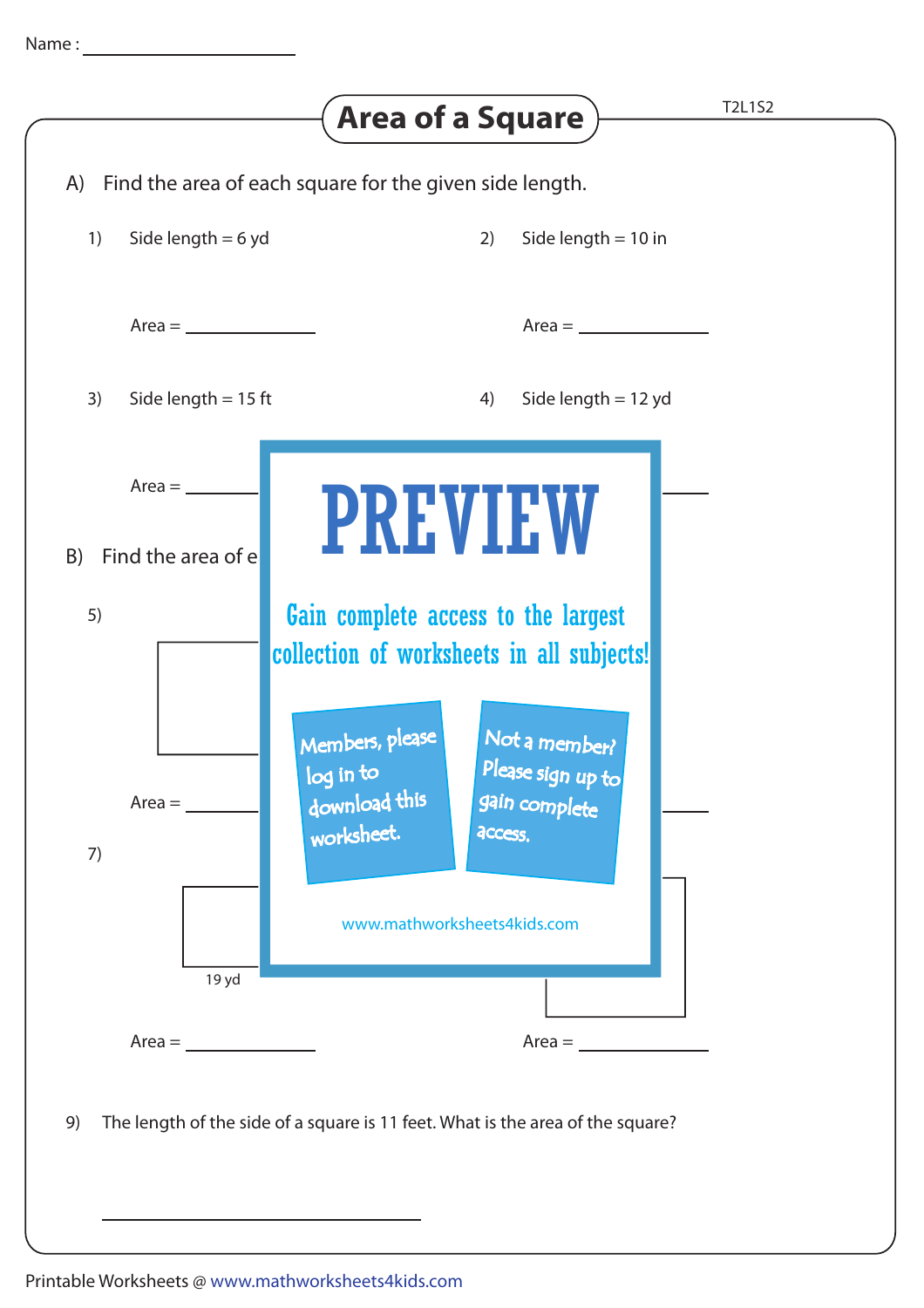Name : ____________________

# Area of a Square

T2L1S2

A) Find the area of each square for the given side length.

1) Side length = 6 yd

Area = ____________

2) Side length = 10 in

Area = ____________

3) Side length = 15 ft

Area = ____________

4) Side length = 12 yd

Area = ____________

B) Find the area of e

5)

Area = ____________

7)

19 yd

Area = ____________

Area = ____________

PREVIEW

Gain complete access to the largest collection of worksheets in all subjects!

Members, please log in to download this worksheet.

Not a member? Please sign up to gain complete access.

www.mathworksheets4kids.com

9) The length of the side of a square is 11 feet. What is the area of the square?

______________________________

Printable Worksheets @ www.mathworksheets4kids.com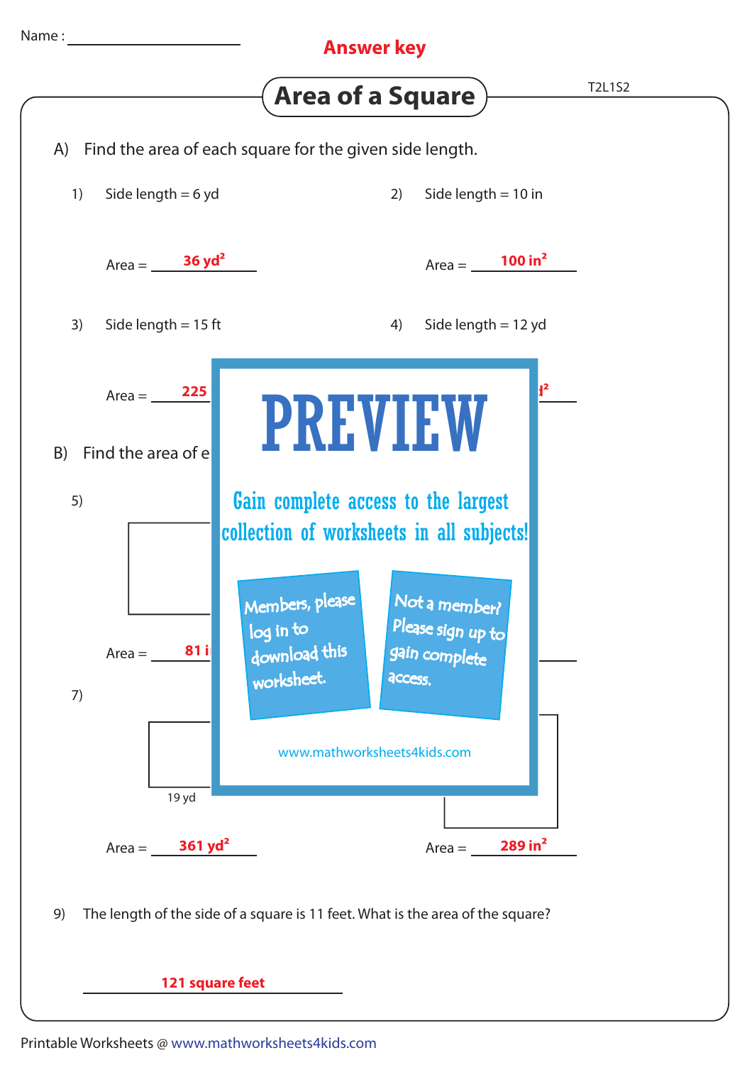Name : ____________________

**Answer key**

# Area of a Square

T2L1S2

A) Find the area of each square for the given side length.

1) Side length = 6 yd

Area = **36 $yd^2$**

2) Side length = 10 in

Area = **100 $in^2$**

3) Side length = 15 ft

Area = **225**

4) Side length = 12 yd

Area = 

B) Find the area of e

5)

Area = **81 i**

7)

19 yd

Area = **361 $yd^2$**

Area = **289 $in^2$**

PREVIEW

Gain complete access to the largest collection of worksheets in all subjects!

Members, please log in to download this worksheet.

Not a member? Please sign up to gain complete access.

www.mathworksheets4kids.com

9) The length of the side of a square is 11 feet. What is the area of the square?

**121 square feet**

Printable Worksheets @ www.mathworksheets4kids.com